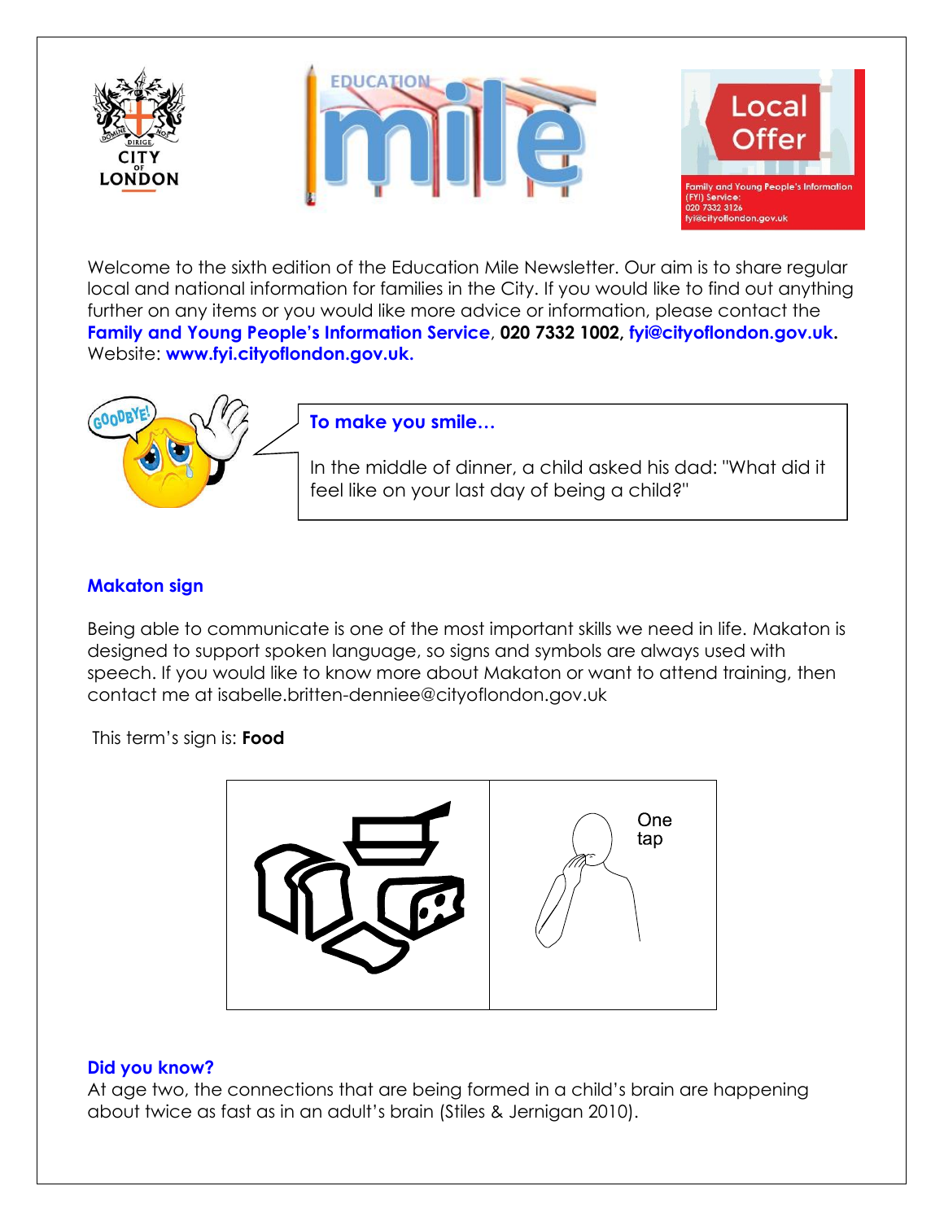Welcome to the sixth edition of the Education Mile Newsletter. Our aim is to share regular local and national information for families in the City. If you would like to find out anything further on any items or you would like more advice or information, please contact the **Family and Young People's Information Service**, **020 7332 1002**, **fyi@cityoflondon.gov.uk.** Website: **www.fyi.cityoflondon.gov.uk.**

### To make you smile…

In the middle of dinner, a child asked his dad: "What did it feel like on your last day of being a child?"

### Makaton sign

Being able to communicate is one of the most important skills we need in life. Makaton is designed to support spoken language, so signs and symbols are always used with speech. If you would like to know more about Makaton or want to attend training, then contact me at isabelle.britten-denniee@cityoflondon.gov.uk

This term's sign is: **Food**

One tap

### Did you know?

At age two, the connections that are being formed in a child's brain are happening about twice as fast as in an adult's brain (Stiles & Jernigan 2010).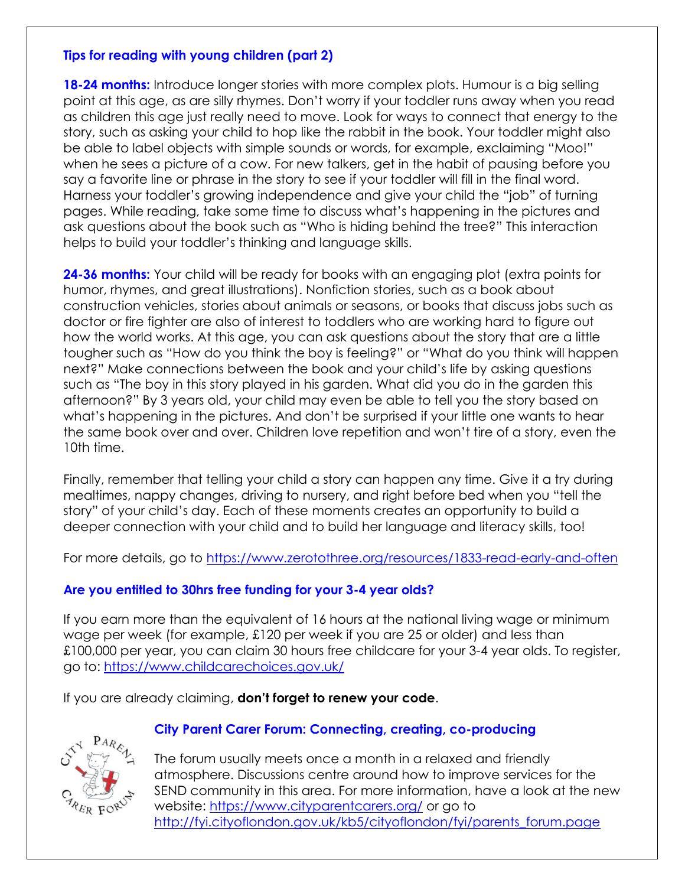## Tips for reading with young children (part 2)

**18-24 months:** Introduce longer stories with more complex plots. Humour is a big selling point at this age, as are silly rhymes. Don't worry if your toddler runs away when you read as children this age just really need to move. Look for ways to connect that energy to the story, such as asking your child to hop like the rabbit in the book. Your toddler might also be able to label objects with simple sounds or words, for example, exclaiming "Moo!" when he sees a picture of a cow. For new talkers, get in the habit of pausing before you say a favorite line or phrase in the story to see if your toddler will fill in the final word. Harness your toddler's growing independence and give your child the "job" of turning pages. While reading, take some time to discuss what's happening in the pictures and ask questions about the book such as "Who is hiding behind the tree?" This interaction helps to build your toddler's thinking and language skills.

**24-36 months:** Your child will be ready for books with an engaging plot (extra points for humor, rhymes, and great illustrations). Nonfiction stories, such as a book about construction vehicles, stories about animals or seasons, or books that discuss jobs such as doctor or fire fighter are also of interest to toddlers who are working hard to figure out how the world works. At this age, you can ask questions about the story that are a little tougher such as "How do you think the boy is feeling?" or "What do you think will happen next?" Make connections between the book and your child's life by asking questions such as "The boy in this story played in his garden. What did you do in the garden this afternoon?" By 3 years old, your child may even be able to tell you the story based on what's happening in the pictures. And don't be surprised if your little one wants to hear the same book over and over. Children love repetition and won't tire of a story, even the 10th time.

Finally, remember that telling your child a story can happen any time. Give it a try during mealtimes, nappy changes, driving to nursery, and right before bed when you "tell the story" of your child's day. Each of these moments creates an opportunity to build a deeper connection with your child and to build her language and literacy skills, too!

For more details, go to https://www.zerotothree.org/resources/1833-read-early-and-often

## Are you entitled to 30hrs free funding for your 3-4 year olds?

If you earn more than the equivalent of 16 hours at the national living wage or minimum wage per week (for example, £120 per week if you are 25 or older) and less than £100,000 per year, you can claim 30 hours free childcare for your 3-4 year olds. To register, go to: https://www.childcarechoices.gov.uk/

If you are already claiming, **don't forget to renew your code**.

## City Parent Carer Forum: Connecting, creating, co-producing

The forum usually meets once a month in a relaxed and friendly atmosphere. Discussions centre around how to improve services for the SEND community in this area. For more information, have a look at the new website: https://www.cityparentcarers.org/ or go to http://fyi.cityoflondon.gov.uk/kb5/cityoflondon/fyi/parents_forum.page